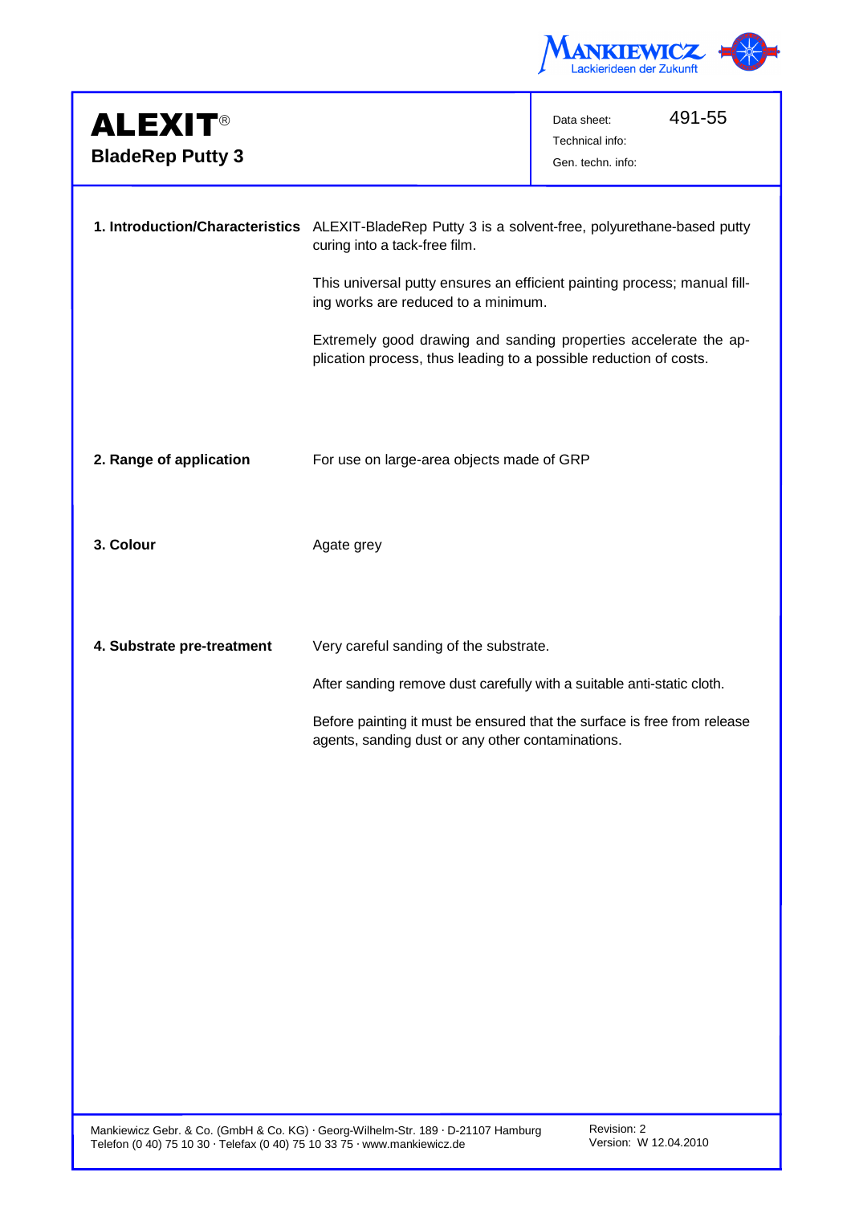# ALEXIT®
## BladeRep Putty 3

Data sheet: 491-55
Technical info:
Gen. techn. info:

**1. Introduction/Characteristics**

ALEXIT-BladeRep Putty 3 is a solvent-free, polyurethane-based putty curing into a tack-free film.

This universal putty ensures an efficient painting process; manual filling works are reduced to a minimum.

Extremely good drawing and sanding properties accelerate the application process, thus leading to a possible reduction of costs.

**2. Range of application**

For use on large-area objects made of GRP

**3. Colour**

Agate grey

**4. Substrate pre-treatment**

Very careful sanding of the substrate.

After sanding remove dust carefully with a suitable anti-static cloth.

Before painting it must be ensured that the surface is free from release agents, sanding dust or any other contaminations.

Mankiewicz Gebr. & Co. (GmbH & Co. KG) · Georg-Wilhelm-Str. 189 · D-21107 Hamburg
Telefon (0 40) 75 10 30 · Telefax (0 40) 75 10 33 75 · www.mankiewicz.de

Revision: 2
Version: W 12.04.2010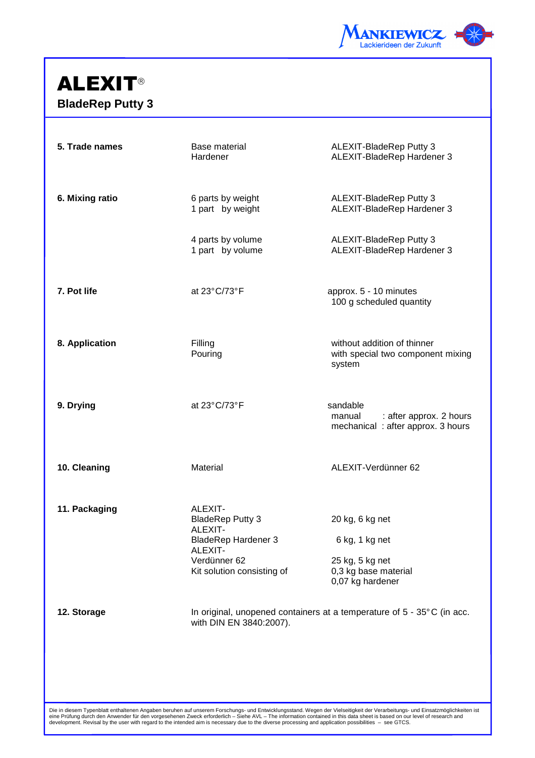# ALEXIT®

**BladeRep Putty 3**

| | | |
|---|---|---|
| **5. Trade names** | Base material<br>Hardener | ALEXIT-BladeRep Putty 3<br>ALEXIT-BladeRep Hardener 3 |
| **6. Mixing ratio** | 6 parts by weight<br>1 part by weight | ALEXIT-BladeRep Putty 3<br>ALEXIT-BladeRep Hardener 3 |
| | 4 parts by volume<br>1 part by volume | ALEXIT-BladeRep Putty 3<br>ALEXIT-BladeRep Hardener 3 |
| **7. Pot life** | at 23°C/73°F | approx. 5 - 10 minutes<br>100 g scheduled quantity |
| **8. Application** | Filling<br>Pouring | without addition of thinner<br>with special two component mixing system |
| **9. Drying** | at 23°C/73°F | sandable<br>manual : after approx. 2 hours<br>mechanical : after approx. 3 hours |
| **10. Cleaning** | Material | ALEXIT-Verdünner 62 |
| **11. Packaging** | ALEXIT-BladeRep Putty 3 | 20 kg, 6 kg net |
| | ALEXIT-BladeRep Hardener 3 | 6 kg, 1 kg net |
| | ALEXIT-Verdünner 62 | 25 kg, 5 kg net |
| | Kit solution consisting of | 0,3 kg base material<br>0,07 kg hardener |
| **12. Storage** | In original, unopened containers at a temperature of 5 - 35°C (in acc. with DIN EN 3840:2007). | |

Die in diesem Typenblatt enthaltenen Angaben beruhen auf unserem Forschungs- und Entwicklungsstand. Wegen der Vielseitigkeit der Verarbeitungs- und Einsatzmöglichkeiten ist eine Prüfung durch den Anwender für den vorgesehenen Zweck erforderlich – Siehe AVL – The information contained in this data sheet is based on our level of research and development. Revisal by the user with regard to the intended aim is necessary due to the diverse processing and application possibilities – see GTCS.